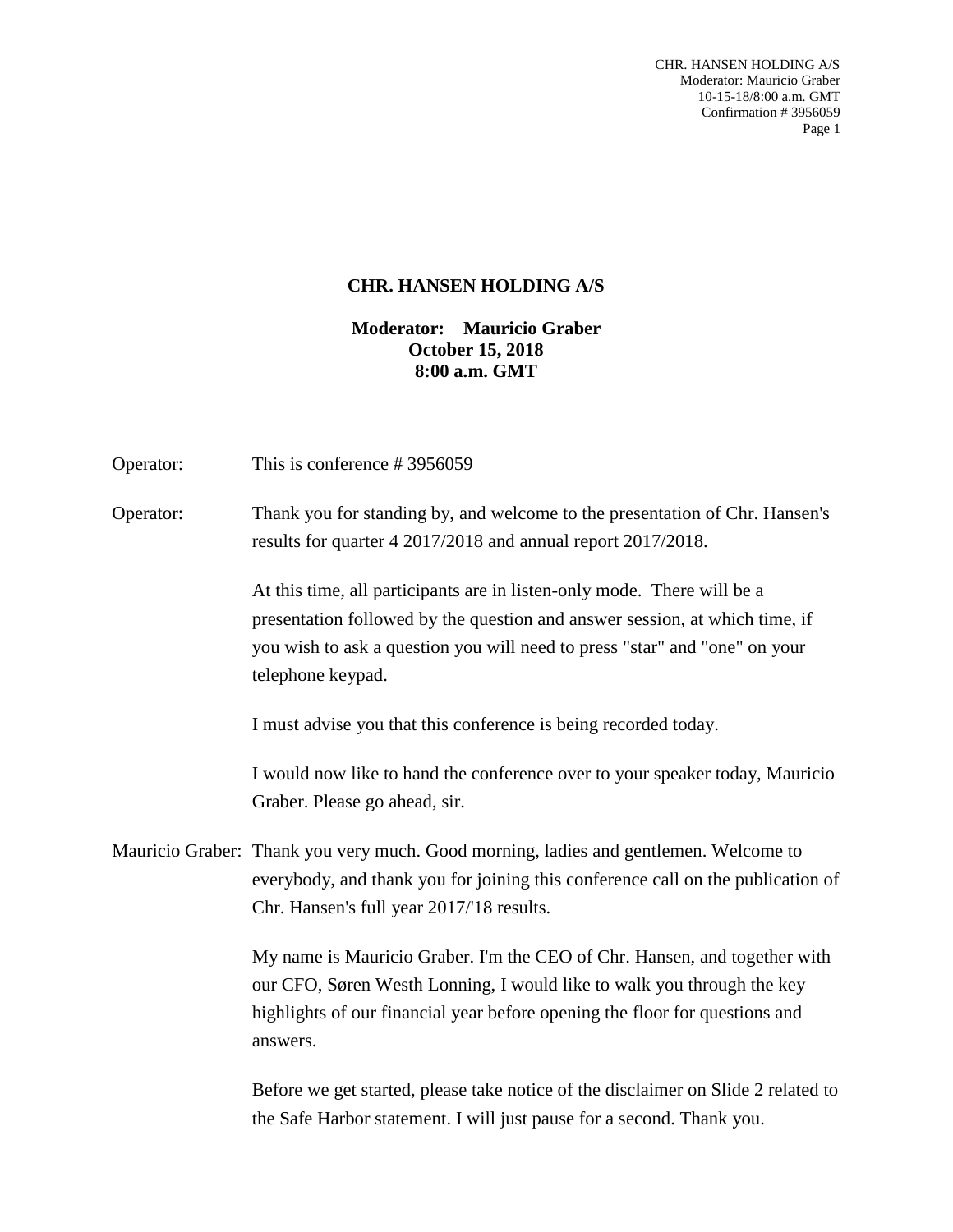# CHR. HANSEN HOLDING A/S

**Moderator: Mauricio Graber**
**October 15, 2018**
**8:00 a.m. GMT**

Operator: This is conference # 3956059

Operator: Thank you for standing by, and welcome to the presentation of Chr. Hansen's results for quarter 4 2017/2018 and annual report 2017/2018.

At this time, all participants are in listen-only mode. There will be a presentation followed by the question and answer session, at which time, if you wish to ask a question you will need to press "star" and "one" on your telephone keypad.

I must advise you that this conference is being recorded today.

I would now like to hand the conference over to your speaker today, Mauricio Graber. Please go ahead, sir.

Mauricio Graber: Thank you very much. Good morning, ladies and gentlemen. Welcome to everybody, and thank you for joining this conference call on the publication of Chr. Hansen's full year 2017/'18 results.

My name is Mauricio Graber. I'm the CEO of Chr. Hansen, and together with our CFO, Søren Westh Lonning, I would like to walk you through the key highlights of our financial year before opening the floor for questions and answers.

Before we get started, please take notice of the disclaimer on Slide 2 related to the Safe Harbor statement. I will just pause for a second. Thank you.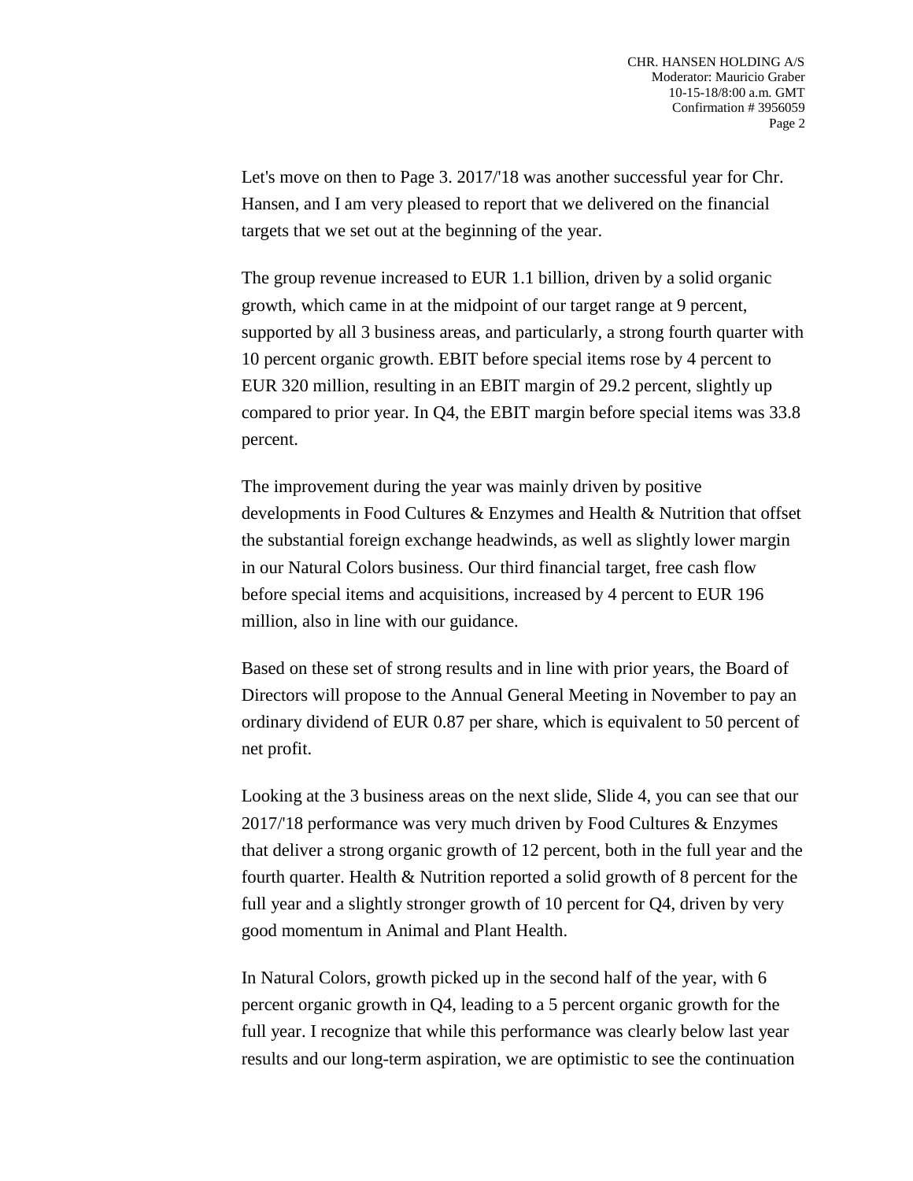Let's move on then to Page 3. 2017/'18 was another successful year for Chr. Hansen, and I am very pleased to report that we delivered on the financial targets that we set out at the beginning of the year.

The group revenue increased to EUR 1.1 billion, driven by a solid organic growth, which came in at the midpoint of our target range at 9 percent, supported by all 3 business areas, and particularly, a strong fourth quarter with 10 percent organic growth. EBIT before special items rose by 4 percent to EUR 320 million, resulting in an EBIT margin of 29.2 percent, slightly up compared to prior year. In Q4, the EBIT margin before special items was 33.8 percent.

The improvement during the year was mainly driven by positive developments in Food Cultures & Enzymes and Health & Nutrition that offset the substantial foreign exchange headwinds, as well as slightly lower margin in our Natural Colors business. Our third financial target, free cash flow before special items and acquisitions, increased by 4 percent to EUR 196 million, also in line with our guidance.

Based on these set of strong results and in line with prior years, the Board of Directors will propose to the Annual General Meeting in November to pay an ordinary dividend of EUR 0.87 per share, which is equivalent to 50 percent of net profit.

Looking at the 3 business areas on the next slide, Slide 4, you can see that our 2017/'18 performance was very much driven by Food Cultures & Enzymes that deliver a strong organic growth of 12 percent, both in the full year and the fourth quarter. Health & Nutrition reported a solid growth of 8 percent for the full year and a slightly stronger growth of 10 percent for Q4, driven by very good momentum in Animal and Plant Health.

In Natural Colors, growth picked up in the second half of the year, with 6 percent organic growth in Q4, leading to a 5 percent organic growth for the full year. I recognize that while this performance was clearly below last year results and our long-term aspiration, we are optimistic to see the continuation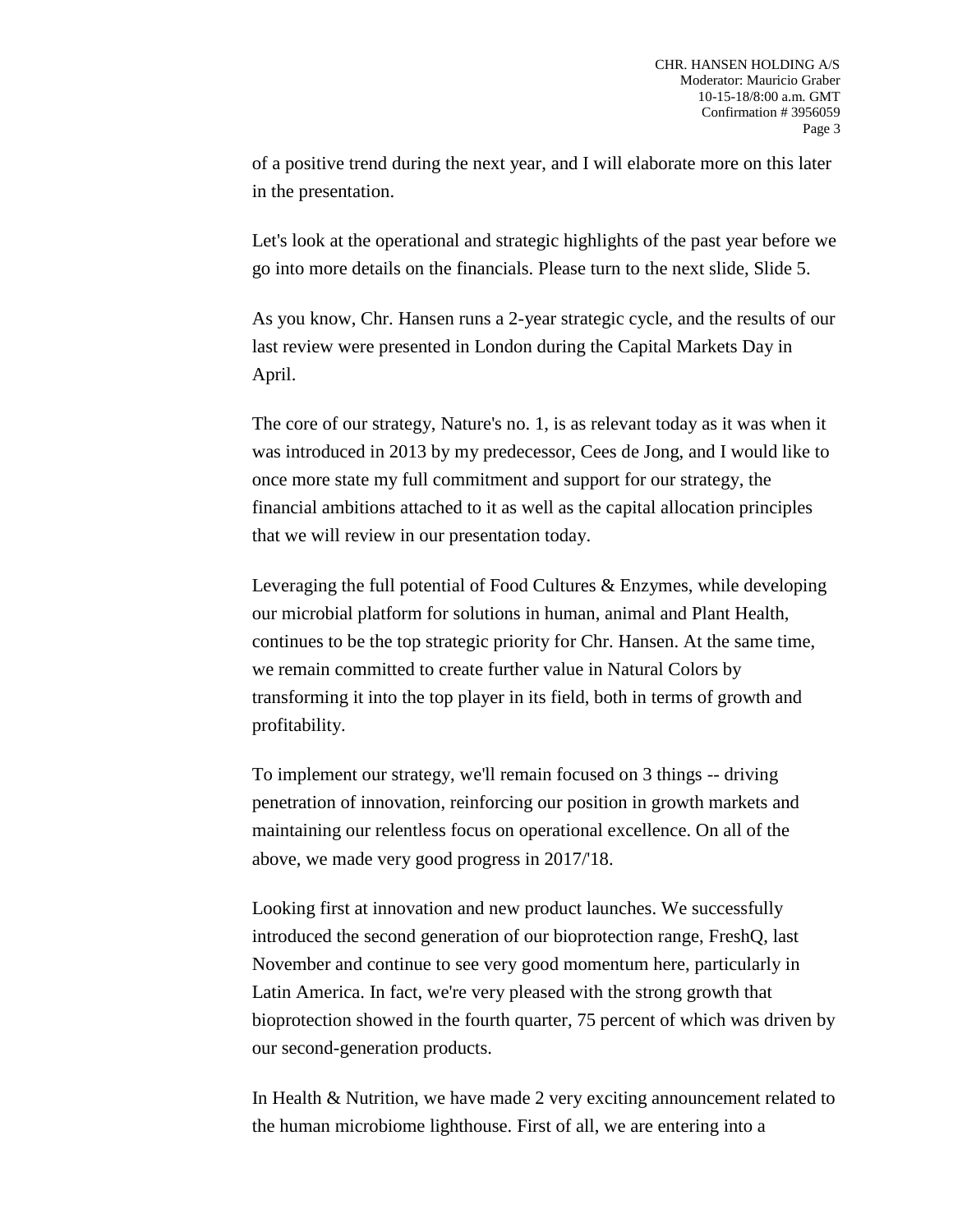of a positive trend during the next year, and I will elaborate more on this later in the presentation.

Let's look at the operational and strategic highlights of the past year before we go into more details on the financials. Please turn to the next slide, Slide 5.

As you know, Chr. Hansen runs a 2-year strategic cycle, and the results of our last review were presented in London during the Capital Markets Day in April.

The core of our strategy, Nature's no. 1, is as relevant today as it was when it was introduced in 2013 by my predecessor, Cees de Jong, and I would like to once more state my full commitment and support for our strategy, the financial ambitions attached to it as well as the capital allocation principles that we will review in our presentation today.

Leveraging the full potential of Food Cultures & Enzymes, while developing our microbial platform for solutions in human, animal and Plant Health, continues to be the top strategic priority for Chr. Hansen. At the same time, we remain committed to create further value in Natural Colors by transforming it into the top player in its field, both in terms of growth and profitability.

To implement our strategy, we'll remain focused on 3 things -- driving penetration of innovation, reinforcing our position in growth markets and maintaining our relentless focus on operational excellence. On all of the above, we made very good progress in 2017/'18.

Looking first at innovation and new product launches. We successfully introduced the second generation of our bioprotection range, FreshQ, last November and continue to see very good momentum here, particularly in Latin America. In fact, we're very pleased with the strong growth that bioprotection showed in the fourth quarter, 75 percent of which was driven by our second-generation products.

In Health & Nutrition, we have made 2 very exciting announcement related to the human microbiome lighthouse. First of all, we are entering into a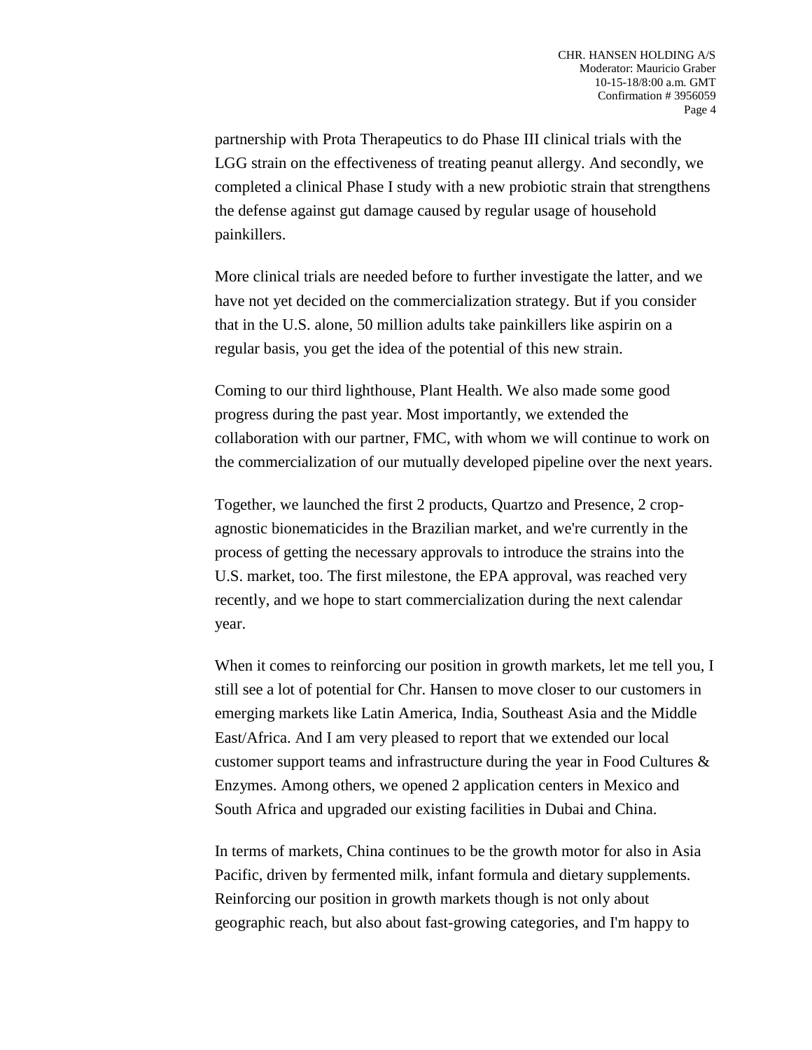partnership with Prota Therapeutics to do Phase III clinical trials with the LGG strain on the effectiveness of treating peanut allergy. And secondly, we completed a clinical Phase I study with a new probiotic strain that strengthens the defense against gut damage caused by regular usage of household painkillers.

More clinical trials are needed before to further investigate the latter, and we have not yet decided on the commercialization strategy. But if you consider that in the U.S. alone, 50 million adults take painkillers like aspirin on a regular basis, you get the idea of the potential of this new strain.

Coming to our third lighthouse, Plant Health. We also made some good progress during the past year. Most importantly, we extended the collaboration with our partner, FMC, with whom we will continue to work on the commercialization of our mutually developed pipeline over the next years.

Together, we launched the first 2 products, Quartzo and Presence, 2 crop-agnostic bionematicides in the Brazilian market, and we're currently in the process of getting the necessary approvals to introduce the strains into the U.S. market, too. The first milestone, the EPA approval, was reached very recently, and we hope to start commercialization during the next calendar year.

When it comes to reinforcing our position in growth markets, let me tell you, I still see a lot of potential for Chr. Hansen to move closer to our customers in emerging markets like Latin America, India, Southeast Asia and the Middle East/Africa. And I am very pleased to report that we extended our local customer support teams and infrastructure during the year in Food Cultures & Enzymes. Among others, we opened 2 application centers in Mexico and South Africa and upgraded our existing facilities in Dubai and China.

In terms of markets, China continues to be the growth motor for also in Asia Pacific, driven by fermented milk, infant formula and dietary supplements. Reinforcing our position in growth markets though is not only about geographic reach, but also about fast-growing categories, and I'm happy to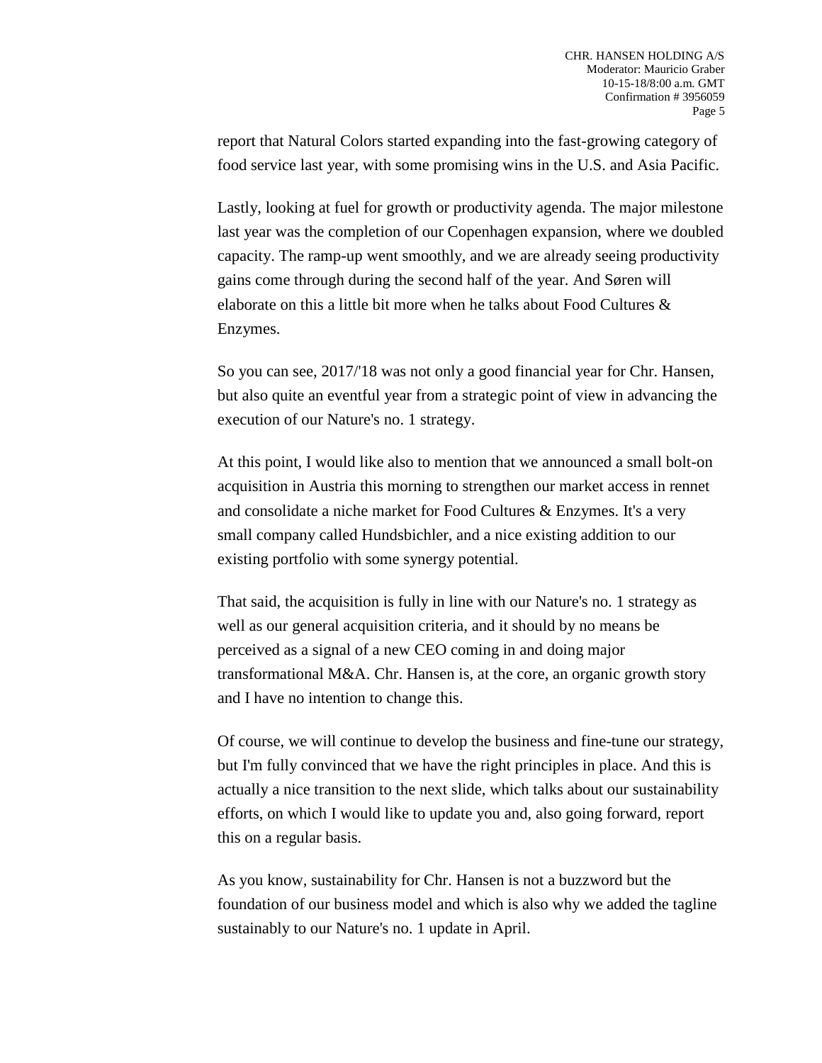report that Natural Colors started expanding into the fast-growing category of food service last year, with some promising wins in the U.S. and Asia Pacific.

Lastly, looking at fuel for growth or productivity agenda. The major milestone last year was the completion of our Copenhagen expansion, where we doubled capacity. The ramp-up went smoothly, and we are already seeing productivity gains come through during the second half of the year. And Søren will elaborate on this a little bit more when he talks about Food Cultures & Enzymes.

So you can see, 2017/'18 was not only a good financial year for Chr. Hansen, but also quite an eventful year from a strategic point of view in advancing the execution of our Nature's no. 1 strategy.

At this point, I would like also to mention that we announced a small bolt-on acquisition in Austria this morning to strengthen our market access in rennet and consolidate a niche market for Food Cultures & Enzymes. It's a very small company called Hundsbichler, and a nice existing addition to our existing portfolio with some synergy potential.

That said, the acquisition is fully in line with our Nature's no. 1 strategy as well as our general acquisition criteria, and it should by no means be perceived as a signal of a new CEO coming in and doing major transformational M&A. Chr. Hansen is, at the core, an organic growth story and I have no intention to change this.

Of course, we will continue to develop the business and fine-tune our strategy, but I'm fully convinced that we have the right principles in place. And this is actually a nice transition to the next slide, which talks about our sustainability efforts, on which I would like to update you and, also going forward, report this on a regular basis.

As you know, sustainability for Chr. Hansen is not a buzzword but the foundation of our business model and which is also why we added the tagline sustainably to our Nature's no. 1 update in April.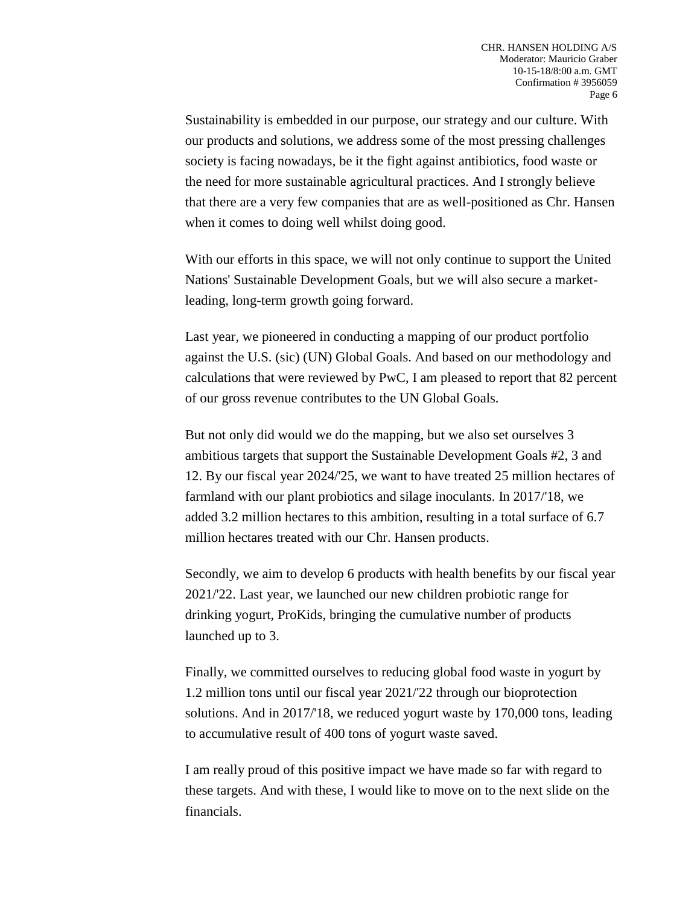Sustainability is embedded in our purpose, our strategy and our culture. With our products and solutions, we address some of the most pressing challenges society is facing nowadays, be it the fight against antibiotics, food waste or the need for more sustainable agricultural practices. And I strongly believe that there are a very few companies that are as well-positioned as Chr. Hansen when it comes to doing well whilst doing good.

With our efforts in this space, we will not only continue to support the United Nations' Sustainable Development Goals, but we will also secure a market-leading, long-term growth going forward.

Last year, we pioneered in conducting a mapping of our product portfolio against the U.S. (sic) (UN) Global Goals. And based on our methodology and calculations that were reviewed by PwC, I am pleased to report that 82 percent of our gross revenue contributes to the UN Global Goals.

But not only did would we do the mapping, but we also set ourselves 3 ambitious targets that support the Sustainable Development Goals #2, 3 and 12. By our fiscal year 2024/'25, we want to have treated 25 million hectares of farmland with our plant probiotics and silage inoculants. In 2017/'18, we added 3.2 million hectares to this ambition, resulting in a total surface of 6.7 million hectares treated with our Chr. Hansen products.

Secondly, we aim to develop 6 products with health benefits by our fiscal year 2021/'22. Last year, we launched our new children probiotic range for drinking yogurt, ProKids, bringing the cumulative number of products launched up to 3.

Finally, we committed ourselves to reducing global food waste in yogurt by 1.2 million tons until our fiscal year 2021/'22 through our bioprotection solutions. And in 2017/'18, we reduced yogurt waste by 170,000 tons, leading to accumulative result of 400 tons of yogurt waste saved.

I am really proud of this positive impact we have made so far with regard to these targets. And with these, I would like to move on to the next slide on the financials.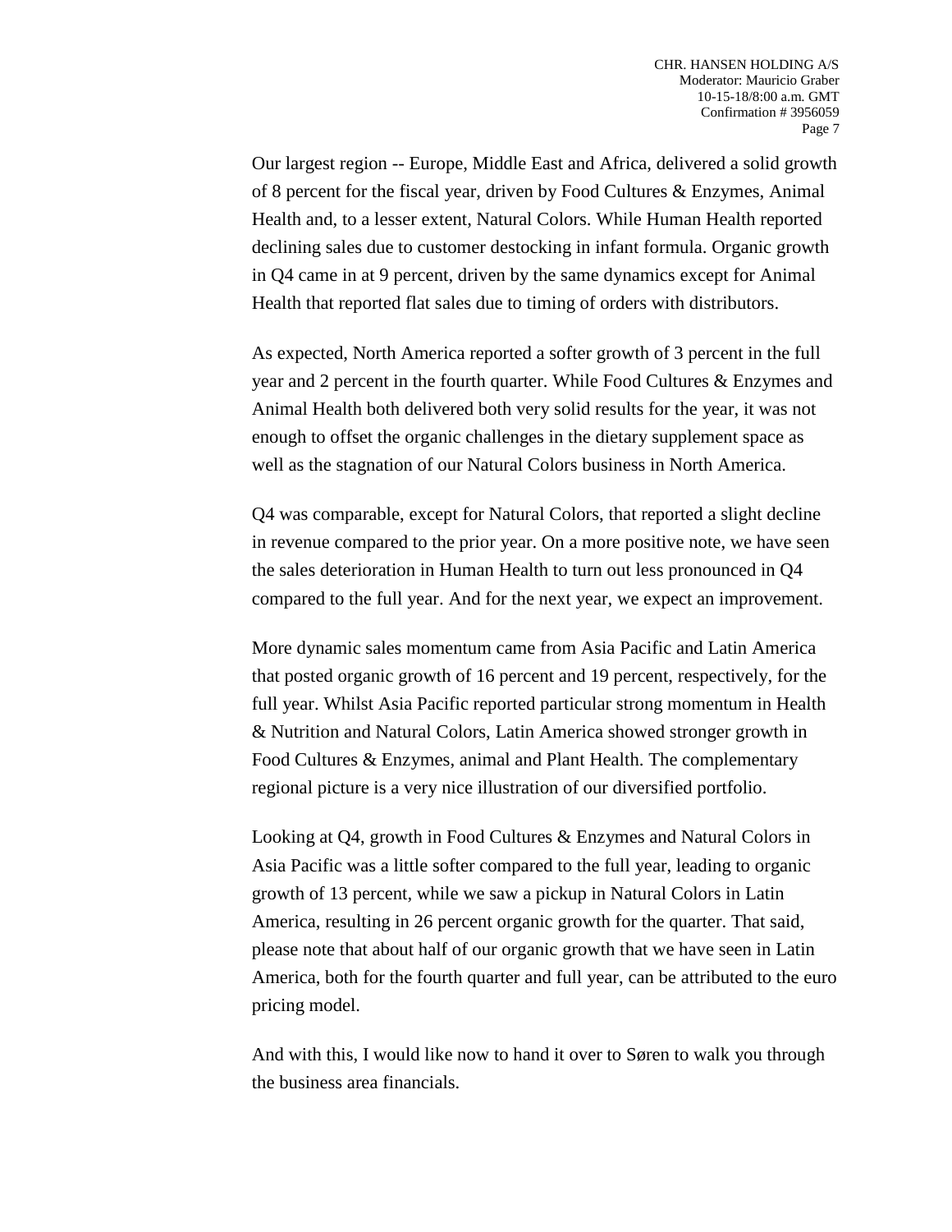Our largest region -- Europe, Middle East and Africa, delivered a solid growth of 8 percent for the fiscal year, driven by Food Cultures & Enzymes, Animal Health and, to a lesser extent, Natural Colors. While Human Health reported declining sales due to customer destocking in infant formula. Organic growth in Q4 came in at 9 percent, driven by the same dynamics except for Animal Health that reported flat sales due to timing of orders with distributors.

As expected, North America reported a softer growth of 3 percent in the full year and 2 percent in the fourth quarter. While Food Cultures & Enzymes and Animal Health both delivered both very solid results for the year, it was not enough to offset the organic challenges in the dietary supplement space as well as the stagnation of our Natural Colors business in North America.

Q4 was comparable, except for Natural Colors, that reported a slight decline in revenue compared to the prior year. On a more positive note, we have seen the sales deterioration in Human Health to turn out less pronounced in Q4 compared to the full year. And for the next year, we expect an improvement.

More dynamic sales momentum came from Asia Pacific and Latin America that posted organic growth of 16 percent and 19 percent, respectively, for the full year. Whilst Asia Pacific reported particular strong momentum in Health & Nutrition and Natural Colors, Latin America showed stronger growth in Food Cultures & Enzymes, animal and Plant Health. The complementary regional picture is a very nice illustration of our diversified portfolio.

Looking at Q4, growth in Food Cultures & Enzymes and Natural Colors in Asia Pacific was a little softer compared to the full year, leading to organic growth of 13 percent, while we saw a pickup in Natural Colors in Latin America, resulting in 26 percent organic growth for the quarter. That said, please note that about half of our organic growth that we have seen in Latin America, both for the fourth quarter and full year, can be attributed to the euro pricing model.

And with this, I would like now to hand it over to Søren to walk you through the business area financials.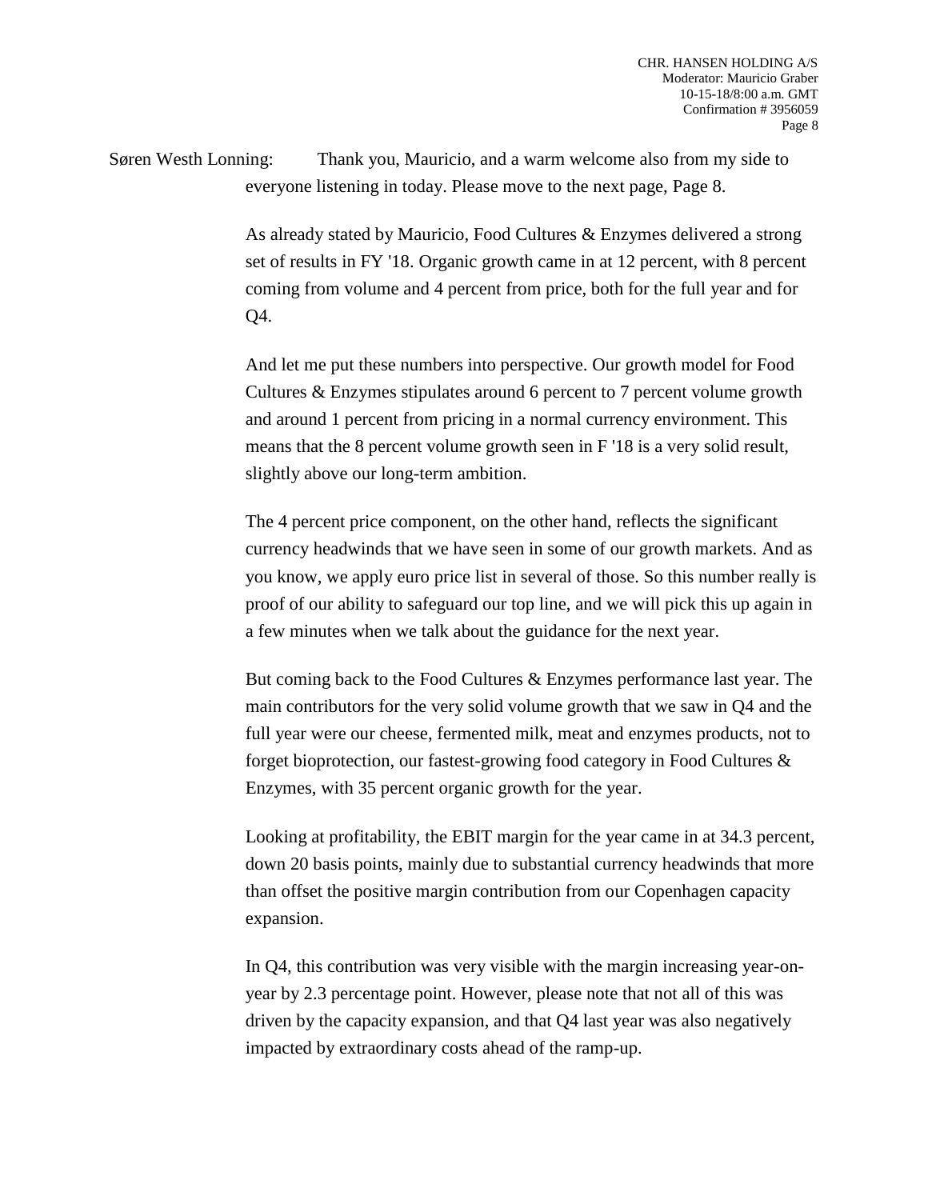Søren Westh Lonning: Thank you, Mauricio, and a warm welcome also from my side to everyone listening in today. Please move to the next page, Page 8.

As already stated by Mauricio, Food Cultures & Enzymes delivered a strong set of results in FY '18. Organic growth came in at 12 percent, with 8 percent coming from volume and 4 percent from price, both for the full year and for Q4.

And let me put these numbers into perspective. Our growth model for Food Cultures & Enzymes stipulates around 6 percent to 7 percent volume growth and around 1 percent from pricing in a normal currency environment. This means that the 8 percent volume growth seen in F '18 is a very solid result, slightly above our long-term ambition.

The 4 percent price component, on the other hand, reflects the significant currency headwinds that we have seen in some of our growth markets. And as you know, we apply euro price list in several of those. So this number really is proof of our ability to safeguard our top line, and we will pick this up again in a few minutes when we talk about the guidance for the next year.

But coming back to the Food Cultures & Enzymes performance last year. The main contributors for the very solid volume growth that we saw in Q4 and the full year were our cheese, fermented milk, meat and enzymes products, not to forget bioprotection, our fastest-growing food category in Food Cultures & Enzymes, with 35 percent organic growth for the year.

Looking at profitability, the EBIT margin for the year came in at 34.3 percent, down 20 basis points, mainly due to substantial currency headwinds that more than offset the positive margin contribution from our Copenhagen capacity expansion.

In Q4, this contribution was very visible with the margin increasing year-on-year by 2.3 percentage point. However, please note that not all of this was driven by the capacity expansion, and that Q4 last year was also negatively impacted by extraordinary costs ahead of the ramp-up.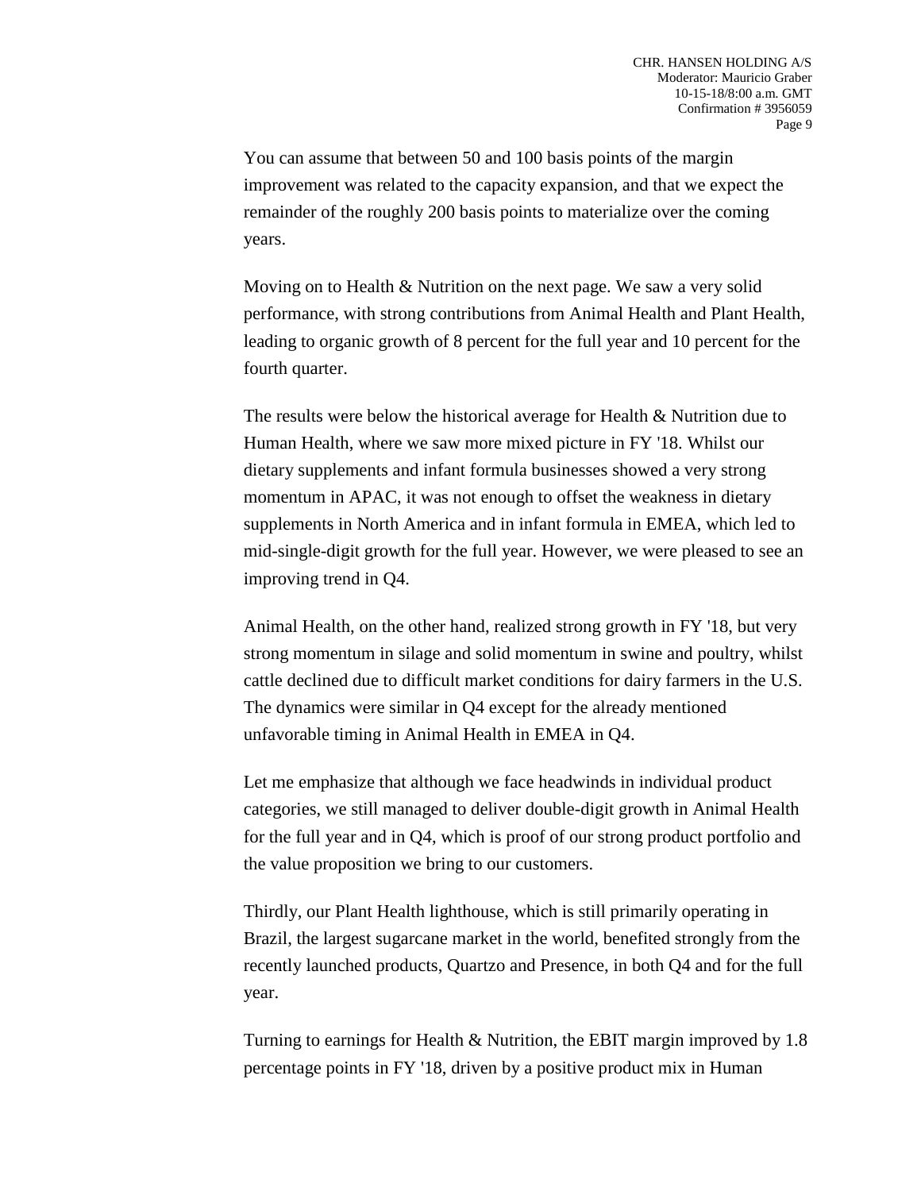You can assume that between 50 and 100 basis points of the margin improvement was related to the capacity expansion, and that we expect the remainder of the roughly 200 basis points to materialize over the coming years.

Moving on to Health & Nutrition on the next page. We saw a very solid performance, with strong contributions from Animal Health and Plant Health, leading to organic growth of 8 percent for the full year and 10 percent for the fourth quarter.

The results were below the historical average for Health & Nutrition due to Human Health, where we saw more mixed picture in FY '18. Whilst our dietary supplements and infant formula businesses showed a very strong momentum in APAC, it was not enough to offset the weakness in dietary supplements in North America and in infant formula in EMEA, which led to mid-single-digit growth for the full year. However, we were pleased to see an improving trend in Q4.

Animal Health, on the other hand, realized strong growth in FY '18, but very strong momentum in silage and solid momentum in swine and poultry, whilst cattle declined due to difficult market conditions for dairy farmers in the U.S. The dynamics were similar in Q4 except for the already mentioned unfavorable timing in Animal Health in EMEA in Q4.

Let me emphasize that although we face headwinds in individual product categories, we still managed to deliver double-digit growth in Animal Health for the full year and in Q4, which is proof of our strong product portfolio and the value proposition we bring to our customers.

Thirdly, our Plant Health lighthouse, which is still primarily operating in Brazil, the largest sugarcane market in the world, benefited strongly from the recently launched products, Quartzo and Presence, in both Q4 and for the full year.

Turning to earnings for Health & Nutrition, the EBIT margin improved by 1.8 percentage points in FY '18, driven by a positive product mix in Human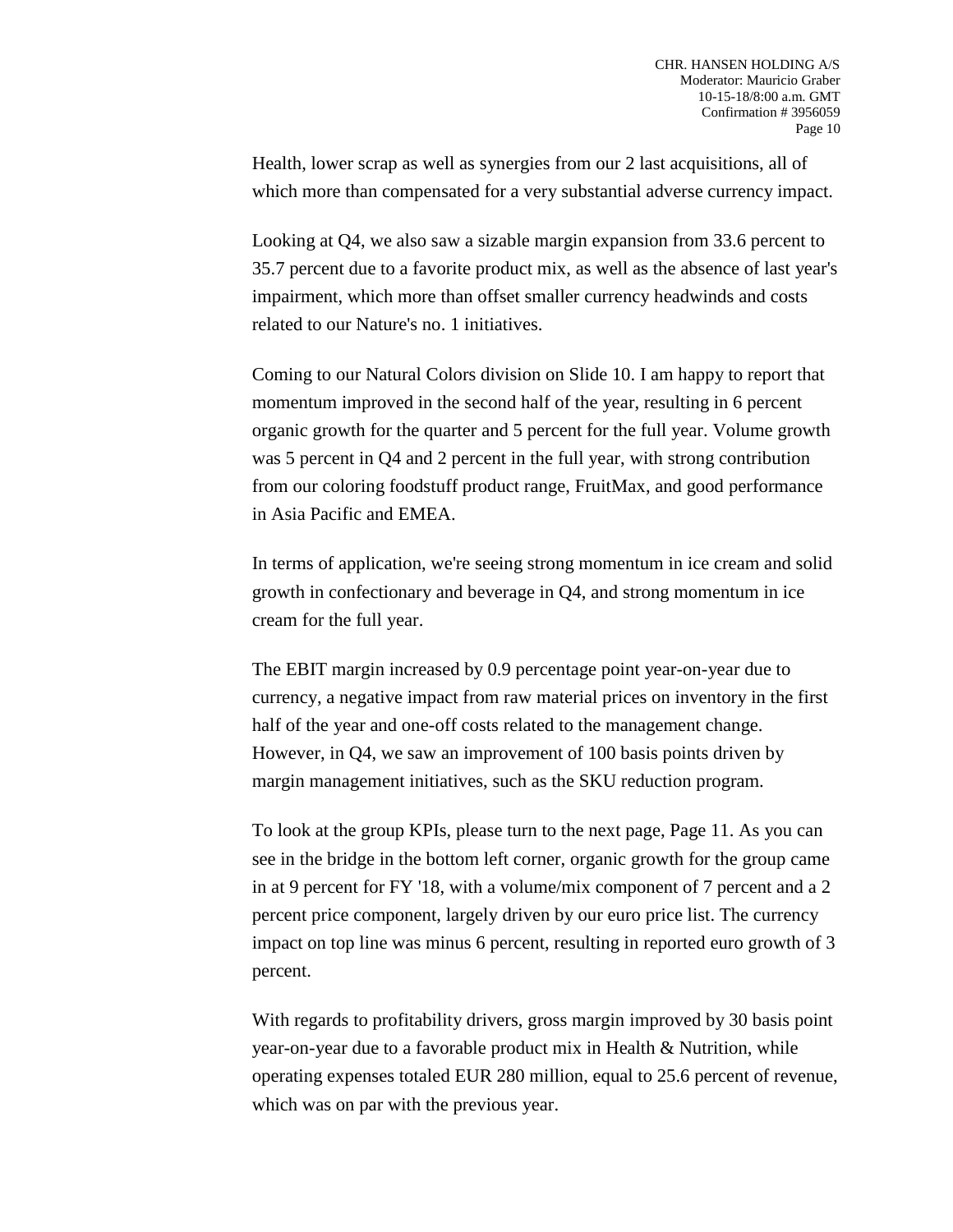Health, lower scrap as well as synergies from our 2 last acquisitions, all of which more than compensated for a very substantial adverse currency impact.

Looking at Q4, we also saw a sizable margin expansion from 33.6 percent to 35.7 percent due to a favorite product mix, as well as the absence of last year's impairment, which more than offset smaller currency headwinds and costs related to our Nature's no. 1 initiatives.

Coming to our Natural Colors division on Slide 10. I am happy to report that momentum improved in the second half of the year, resulting in 6 percent organic growth for the quarter and 5 percent for the full year. Volume growth was 5 percent in Q4 and 2 percent in the full year, with strong contribution from our coloring foodstuff product range, FruitMax, and good performance in Asia Pacific and EMEA.

In terms of application, we're seeing strong momentum in ice cream and solid growth in confectionary and beverage in Q4, and strong momentum in ice cream for the full year.

The EBIT margin increased by 0.9 percentage point year-on-year due to currency, a negative impact from raw material prices on inventory in the first half of the year and one-off costs related to the management change. However, in Q4, we saw an improvement of 100 basis points driven by margin management initiatives, such as the SKU reduction program.

To look at the group KPIs, please turn to the next page, Page 11. As you can see in the bridge in the bottom left corner, organic growth for the group came in at 9 percent for FY '18, with a volume/mix component of 7 percent and a 2 percent price component, largely driven by our euro price list. The currency impact on top line was minus 6 percent, resulting in reported euro growth of 3 percent.

With regards to profitability drivers, gross margin improved by 30 basis point year-on-year due to a favorable product mix in Health & Nutrition, while operating expenses totaled EUR 280 million, equal to 25.6 percent of revenue, which was on par with the previous year.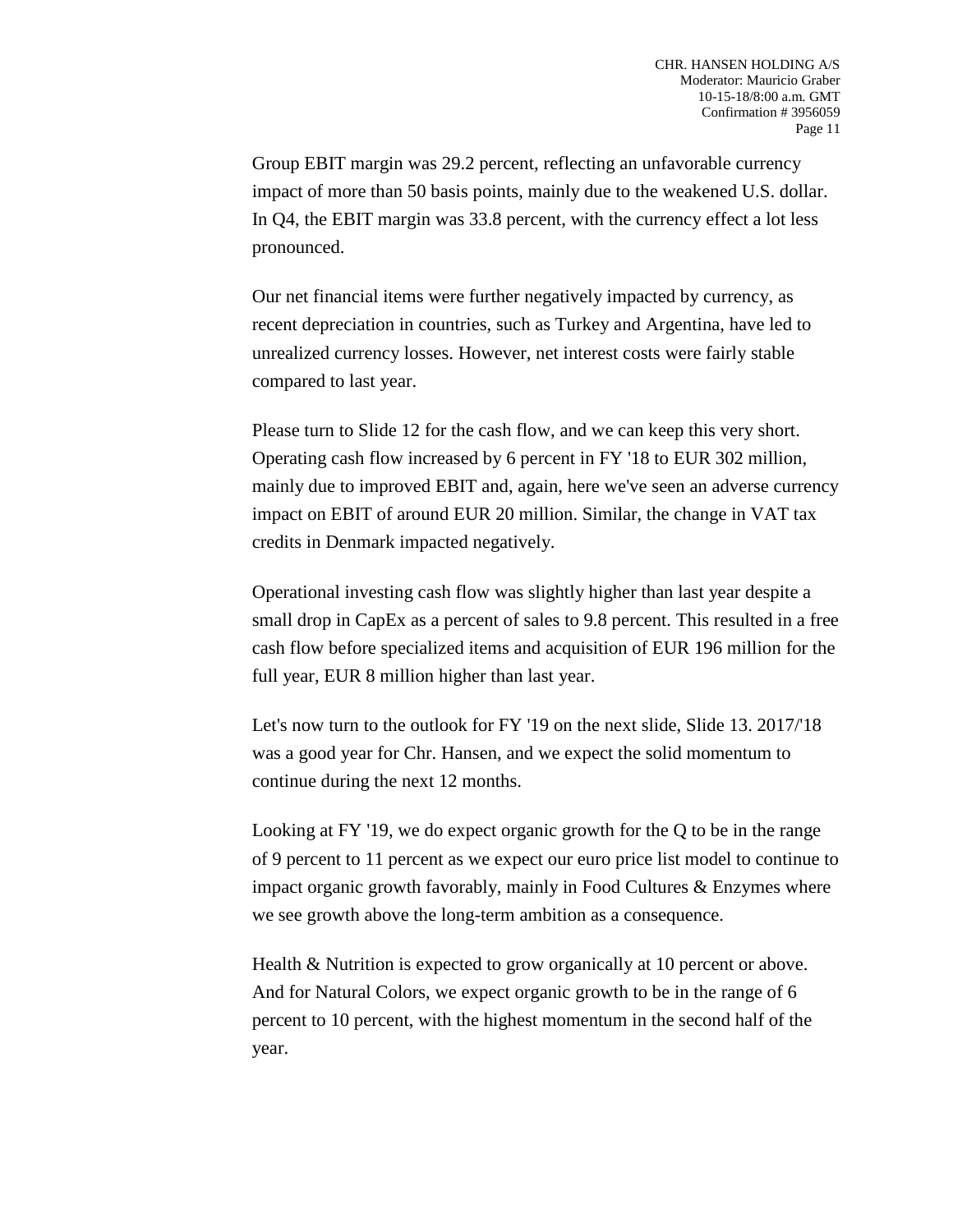Group EBIT margin was 29.2 percent, reflecting an unfavorable currency impact of more than 50 basis points, mainly due to the weakened U.S. dollar. In Q4, the EBIT margin was 33.8 percent, with the currency effect a lot less pronounced.

Our net financial items were further negatively impacted by currency, as recent depreciation in countries, such as Turkey and Argentina, have led to unrealized currency losses. However, net interest costs were fairly stable compared to last year.

Please turn to Slide 12 for the cash flow, and we can keep this very short. Operating cash flow increased by 6 percent in FY '18 to EUR 302 million, mainly due to improved EBIT and, again, here we've seen an adverse currency impact on EBIT of around EUR 20 million. Similar, the change in VAT tax credits in Denmark impacted negatively.

Operational investing cash flow was slightly higher than last year despite a small drop in CapEx as a percent of sales to 9.8 percent. This resulted in a free cash flow before specialized items and acquisition of EUR 196 million for the full year, EUR 8 million higher than last year.

Let's now turn to the outlook for FY '19 on the next slide, Slide 13. 2017/'18 was a good year for Chr. Hansen, and we expect the solid momentum to continue during the next 12 months.

Looking at FY '19, we do expect organic growth for the Q to be in the range of 9 percent to 11 percent as we expect our euro price list model to continue to impact organic growth favorably, mainly in Food Cultures & Enzymes where we see growth above the long-term ambition as a consequence.

Health & Nutrition is expected to grow organically at 10 percent or above. And for Natural Colors, we expect organic growth to be in the range of 6 percent to 10 percent, with the highest momentum in the second half of the year.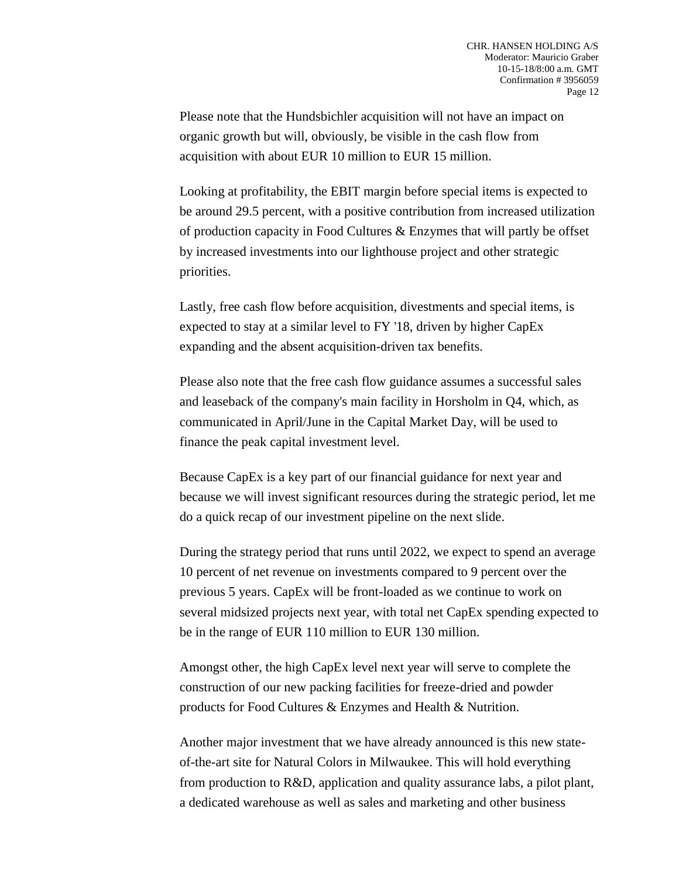Please note that the Hundsbichler acquisition will not have an impact on organic growth but will, obviously, be visible in the cash flow from acquisition with about EUR 10 million to EUR 15 million.

Looking at profitability, the EBIT margin before special items is expected to be around 29.5 percent, with a positive contribution from increased utilization of production capacity in Food Cultures & Enzymes that will partly be offset by increased investments into our lighthouse project and other strategic priorities.

Lastly, free cash flow before acquisition, divestments and special items, is expected to stay at a similar level to FY '18, driven by higher CapEx expanding and the absent acquisition-driven tax benefits.

Please also note that the free cash flow guidance assumes a successful sales and leaseback of the company's main facility in Horsholm in Q4, which, as communicated in April/June in the Capital Market Day, will be used to finance the peak capital investment level.

Because CapEx is a key part of our financial guidance for next year and because we will invest significant resources during the strategic period, let me do a quick recap of our investment pipeline on the next slide.

During the strategy period that runs until 2022, we expect to spend an average 10 percent of net revenue on investments compared to 9 percent over the previous 5 years. CapEx will be front-loaded as we continue to work on several midsized projects next year, with total net CapEx spending expected to be in the range of EUR 110 million to EUR 130 million.

Amongst other, the high CapEx level next year will serve to complete the construction of our new packing facilities for freeze-dried and powder products for Food Cultures & Enzymes and Health & Nutrition.

Another major investment that we have already announced is this new state-of-the-art site for Natural Colors in Milwaukee. This will hold everything from production to R&D, application and quality assurance labs, a pilot plant, a dedicated warehouse as well as sales and marketing and other business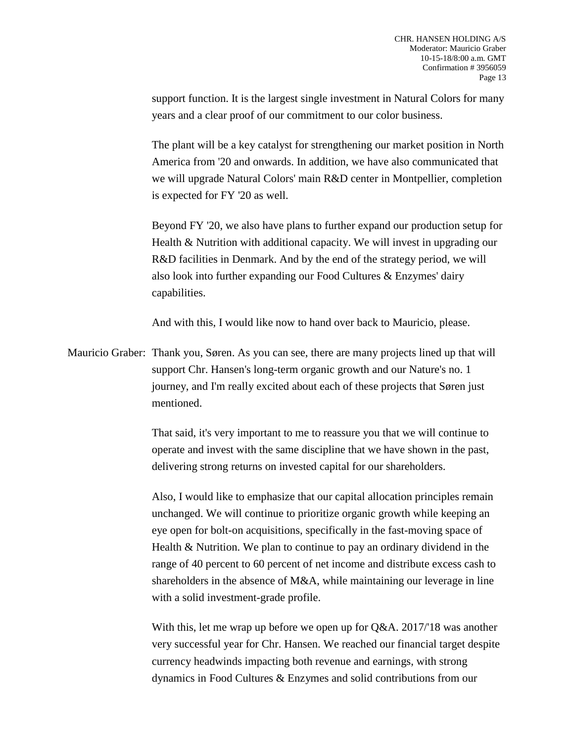support function. It is the largest single investment in Natural Colors for many years and a clear proof of our commitment to our color business.

The plant will be a key catalyst for strengthening our market position in North America from '20 and onwards. In addition, we have also communicated that we will upgrade Natural Colors' main R&D center in Montpellier, completion is expected for FY '20 as well.

Beyond FY '20, we also have plans to further expand our production setup for Health & Nutrition with additional capacity. We will invest in upgrading our R&D facilities in Denmark. And by the end of the strategy period, we will also look into further expanding our Food Cultures & Enzymes' dairy capabilities.

And with this, I would like now to hand over back to Mauricio, please.

Mauricio Graber: Thank you, Søren. As you can see, there are many projects lined up that will support Chr. Hansen's long-term organic growth and our Nature's no. 1 journey, and I'm really excited about each of these projects that Søren just mentioned.

That said, it's very important to me to reassure you that we will continue to operate and invest with the same discipline that we have shown in the past, delivering strong returns on invested capital for our shareholders.

Also, I would like to emphasize that our capital allocation principles remain unchanged. We will continue to prioritize organic growth while keeping an eye open for bolt-on acquisitions, specifically in the fast-moving space of Health & Nutrition. We plan to continue to pay an ordinary dividend in the range of 40 percent to 60 percent of net income and distribute excess cash to shareholders in the absence of M&A, while maintaining our leverage in line with a solid investment-grade profile.

With this, let me wrap up before we open up for Q&A. 2017/'18 was another very successful year for Chr. Hansen. We reached our financial target despite currency headwinds impacting both revenue and earnings, with strong dynamics in Food Cultures & Enzymes and solid contributions from our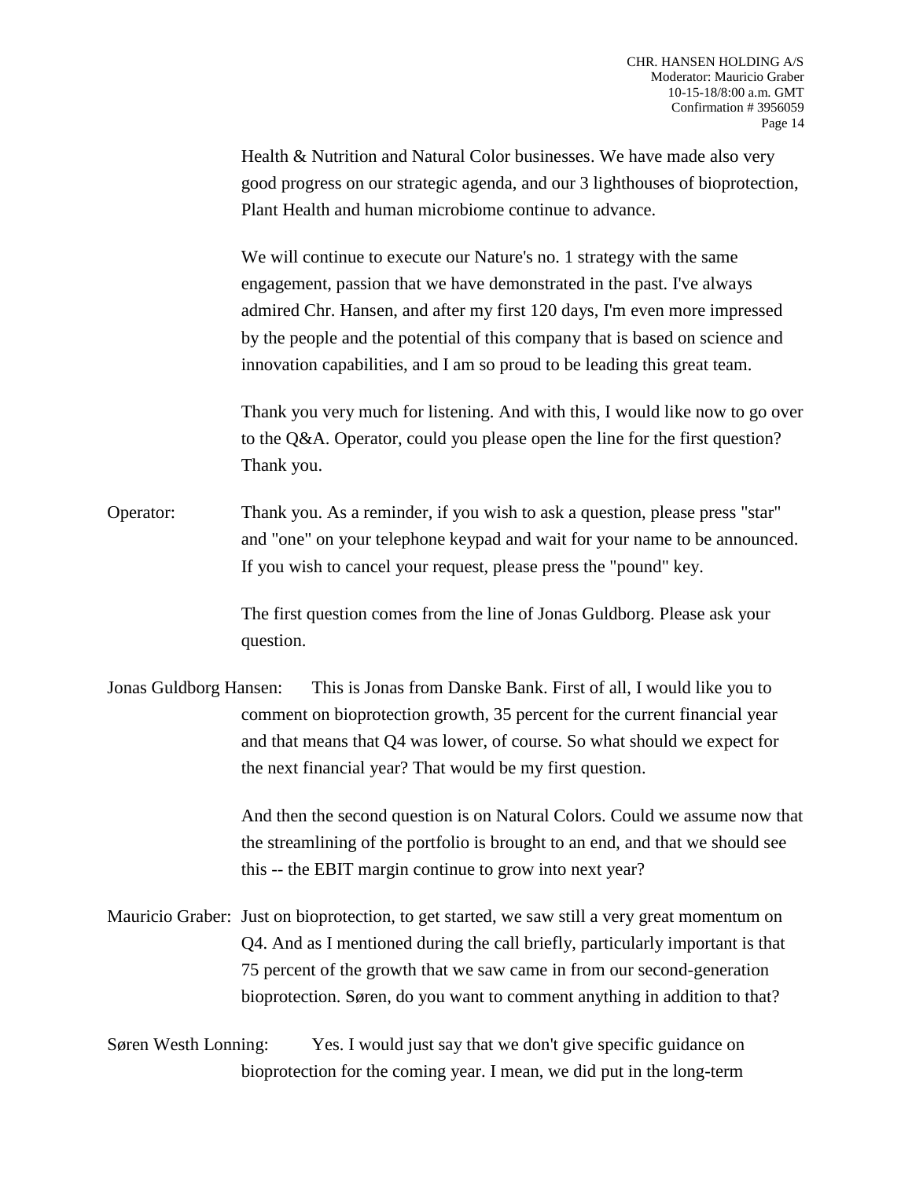Health & Nutrition and Natural Color businesses. We have made also very good progress on our strategic agenda, and our 3 lighthouses of bioprotection, Plant Health and human microbiome continue to advance.

We will continue to execute our Nature's no. 1 strategy with the same engagement, passion that we have demonstrated in the past. I've always admired Chr. Hansen, and after my first 120 days, I'm even more impressed by the people and the potential of this company that is based on science and innovation capabilities, and I am so proud to be leading this great team.

Thank you very much for listening. And with this, I would like now to go over to the Q&A. Operator, could you please open the line for the first question? Thank you.

Operator: Thank you. As a reminder, if you wish to ask a question, please press "star" and "one" on your telephone keypad and wait for your name to be announced. If you wish to cancel your request, please press the "pound" key.

The first question comes from the line of Jonas Guldborg. Please ask your question.

Jonas Guldborg Hansen: This is Jonas from Danske Bank. First of all, I would like you to comment on bioprotection growth, 35 percent for the current financial year and that means that Q4 was lower, of course. So what should we expect for the next financial year? That would be my first question.

And then the second question is on Natural Colors. Could we assume now that the streamlining of the portfolio is brought to an end, and that we should see this -- the EBIT margin continue to grow into next year?

Mauricio Graber: Just on bioprotection, to get started, we saw still a very great momentum on Q4. And as I mentioned during the call briefly, particularly important is that 75 percent of the growth that we saw came in from our second-generation bioprotection. Søren, do you want to comment anything in addition to that?

Søren Westh Lonning: Yes. I would just say that we don't give specific guidance on bioprotection for the coming year. I mean, we did put in the long-term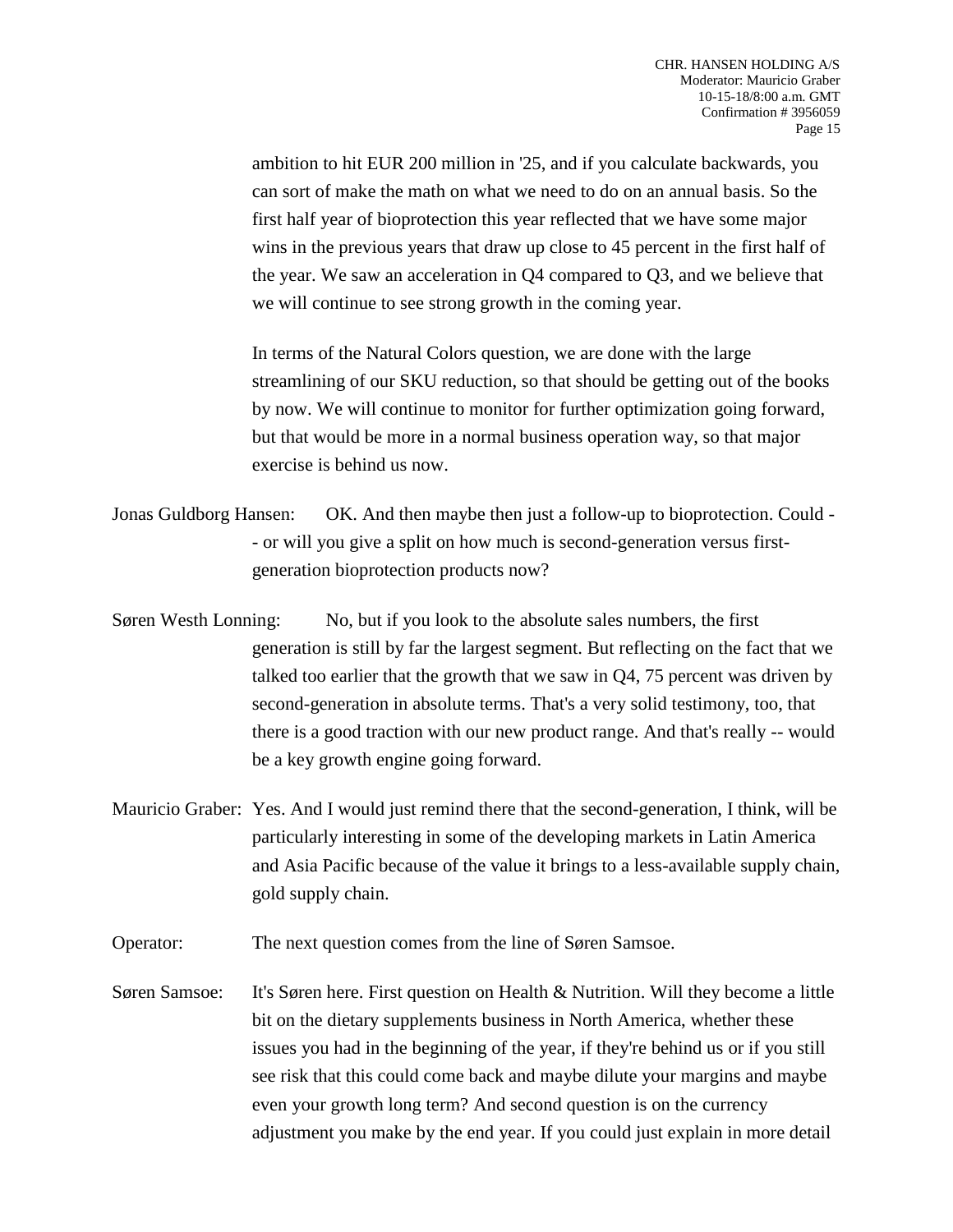ambition to hit EUR 200 million in '25, and if you calculate backwards, you can sort of make the math on what we need to do on an annual basis. So the first half year of bioprotection this year reflected that we have some major wins in the previous years that draw up close to 45 percent in the first half of the year. We saw an acceleration in Q4 compared to Q3, and we believe that we will continue to see strong growth in the coming year.

In terms of the Natural Colors question, we are done with the large streamlining of our SKU reduction, so that should be getting out of the books by now. We will continue to monitor for further optimization going forward, but that would be more in a normal business operation way, so that major exercise is behind us now.

Jonas Guldborg Hansen: OK. And then maybe then just a follow-up to bioprotection. Could -- or will you give a split on how much is second-generation versus first-generation bioprotection products now?

Søren Westh Lonning: No, but if you look to the absolute sales numbers, the first generation is still by far the largest segment. But reflecting on the fact that we talked too earlier that the growth that we saw in Q4, 75 percent was driven by second-generation in absolute terms. That's a very solid testimony, too, that there is a good traction with our new product range. And that's really -- would be a key growth engine going forward.

Mauricio Graber: Yes. And I would just remind there that the second-generation, I think, will be particularly interesting in some of the developing markets in Latin America and Asia Pacific because of the value it brings to a less-available supply chain, gold supply chain.

Operator: The next question comes from the line of Søren Samsoe.

Søren Samsoe: It's Søren here. First question on Health & Nutrition. Will they become a little bit on the dietary supplements business in North America, whether these issues you had in the beginning of the year, if they're behind us or if you still see risk that this could come back and maybe dilute your margins and maybe even your growth long term? And second question is on the currency adjustment you make by the end year. If you could just explain in more detail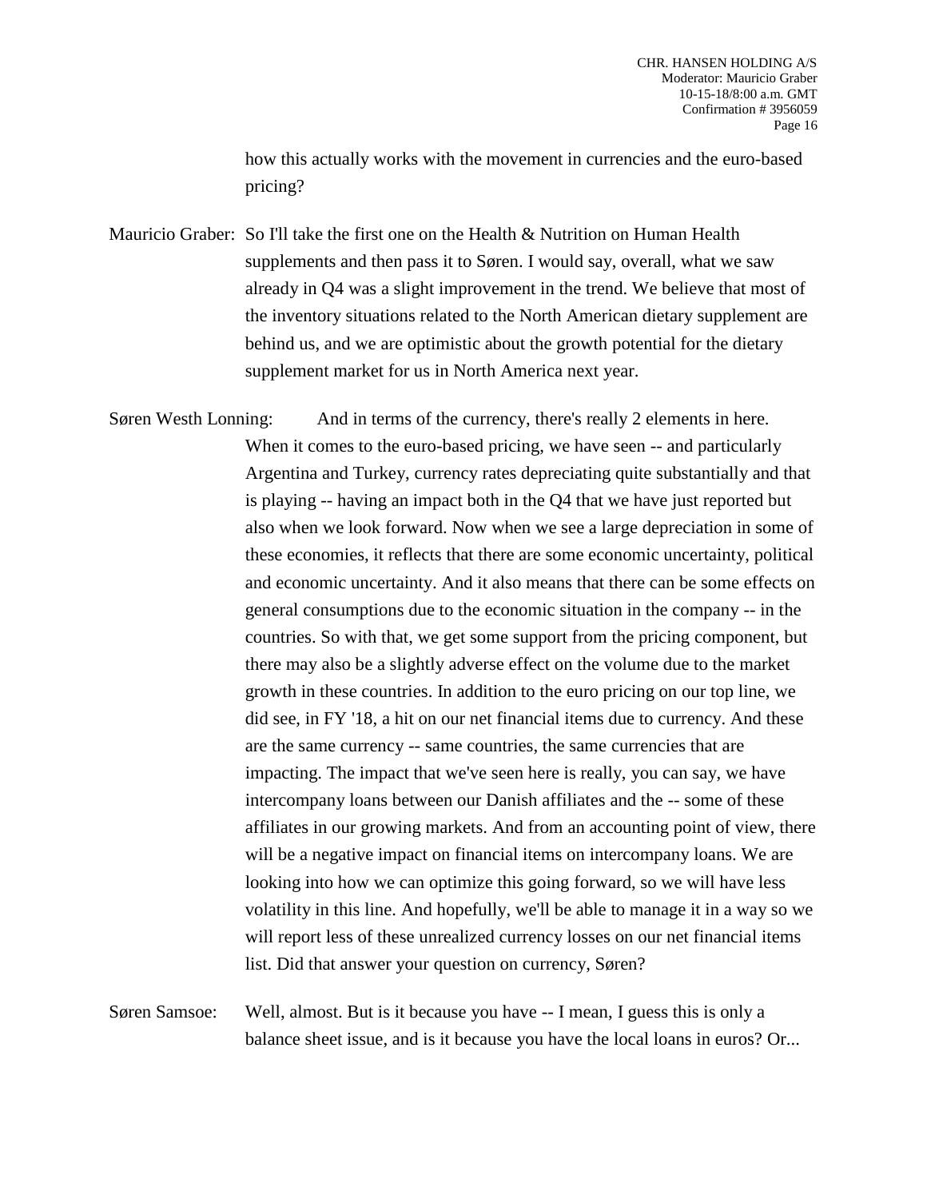how this actually works with the movement in currencies and the euro-based pricing?

Mauricio Graber: So I'll take the first one on the Health & Nutrition on Human Health supplements and then pass it to Søren. I would say, overall, what we saw already in Q4 was a slight improvement in the trend. We believe that most of the inventory situations related to the North American dietary supplement are behind us, and we are optimistic about the growth potential for the dietary supplement market for us in North America next year.

Søren Westh Lonning: And in terms of the currency, there's really 2 elements in here. When it comes to the euro-based pricing, we have seen -- and particularly Argentina and Turkey, currency rates depreciating quite substantially and that is playing -- having an impact both in the Q4 that we have just reported but also when we look forward. Now when we see a large depreciation in some of these economies, it reflects that there are some economic uncertainty, political and economic uncertainty. And it also means that there can be some effects on general consumptions due to the economic situation in the company -- in the countries. So with that, we get some support from the pricing component, but there may also be a slightly adverse effect on the volume due to the market growth in these countries. In addition to the euro pricing on our top line, we did see, in FY '18, a hit on our net financial items due to currency. And these are the same currency -- same countries, the same currencies that are impacting. The impact that we've seen here is really, you can say, we have intercompany loans between our Danish affiliates and the -- some of these affiliates in our growing markets. And from an accounting point of view, there will be a negative impact on financial items on intercompany loans. We are looking into how we can optimize this going forward, so we will have less volatility in this line. And hopefully, we'll be able to manage it in a way so we will report less of these unrealized currency losses on our net financial items list. Did that answer your question on currency, Søren?

Søren Samsoe: Well, almost. But is it because you have -- I mean, I guess this is only a balance sheet issue, and is it because you have the local loans in euros? Or...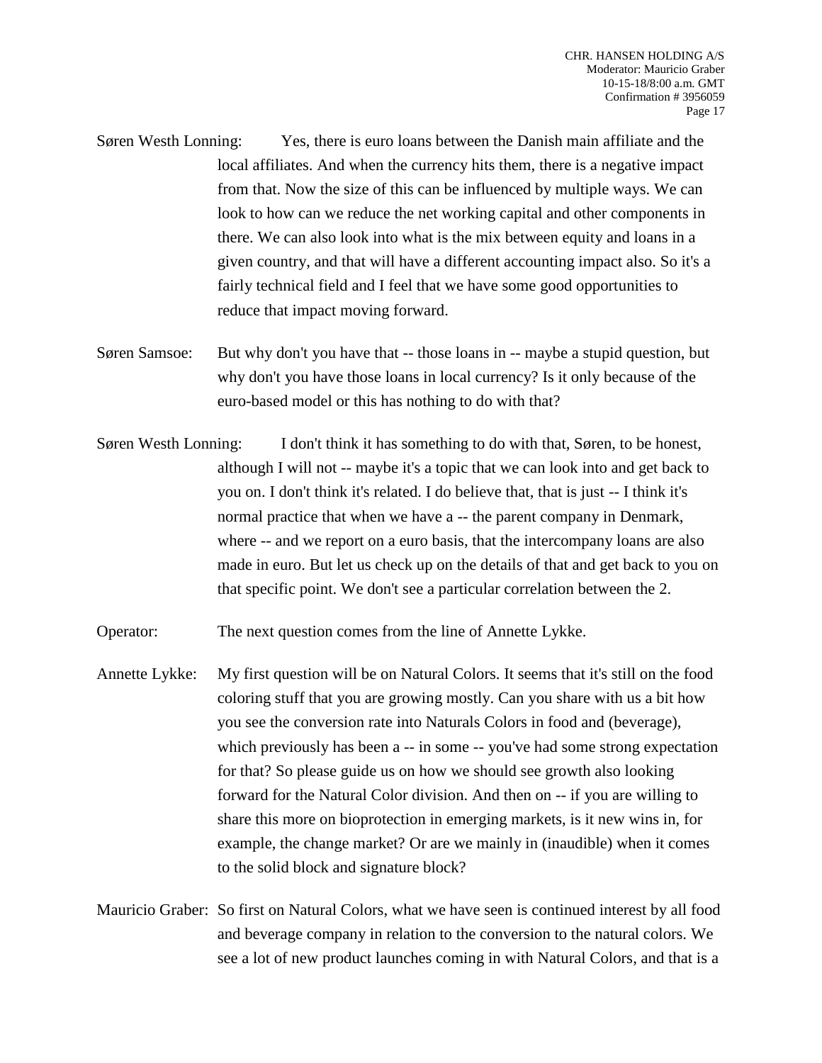Søren Westh Lonning: Yes, there is euro loans between the Danish main affiliate and the local affiliates. And when the currency hits them, there is a negative impact from that. Now the size of this can be influenced by multiple ways. We can look to how can we reduce the net working capital and other components in there. We can also look into what is the mix between equity and loans in a given country, and that will have a different accounting impact also. So it's a fairly technical field and I feel that we have some good opportunities to reduce that impact moving forward.

Søren Samsoe: But why don't you have that -- those loans in -- maybe a stupid question, but why don't you have those loans in local currency? Is it only because of the euro-based model or this has nothing to do with that?

Søren Westh Lonning: I don't think it has something to do with that, Søren, to be honest, although I will not -- maybe it's a topic that we can look into and get back to you on. I don't think it's related. I do believe that, that is just -- I think it's normal practice that when we have a -- the parent company in Denmark, where -- and we report on a euro basis, that the intercompany loans are also made in euro. But let us check up on the details of that and get back to you on that specific point. We don't see a particular correlation between the 2.

Operator: The next question comes from the line of Annette Lykke.

Annette Lykke: My first question will be on Natural Colors. It seems that it's still on the food coloring stuff that you are growing mostly. Can you share with us a bit how you see the conversion rate into Naturals Colors in food and (beverage), which previously has been a -- in some -- you've had some strong expectation for that? So please guide us on how we should see growth also looking forward for the Natural Color division. And then on -- if you are willing to share this more on bioprotection in emerging markets, is it new wins in, for example, the change market? Or are we mainly in (inaudible) when it comes to the solid block and signature block?

Mauricio Graber: So first on Natural Colors, what we have seen is continued interest by all food and beverage company in relation to the conversion to the natural colors. We see a lot of new product launches coming in with Natural Colors, and that is a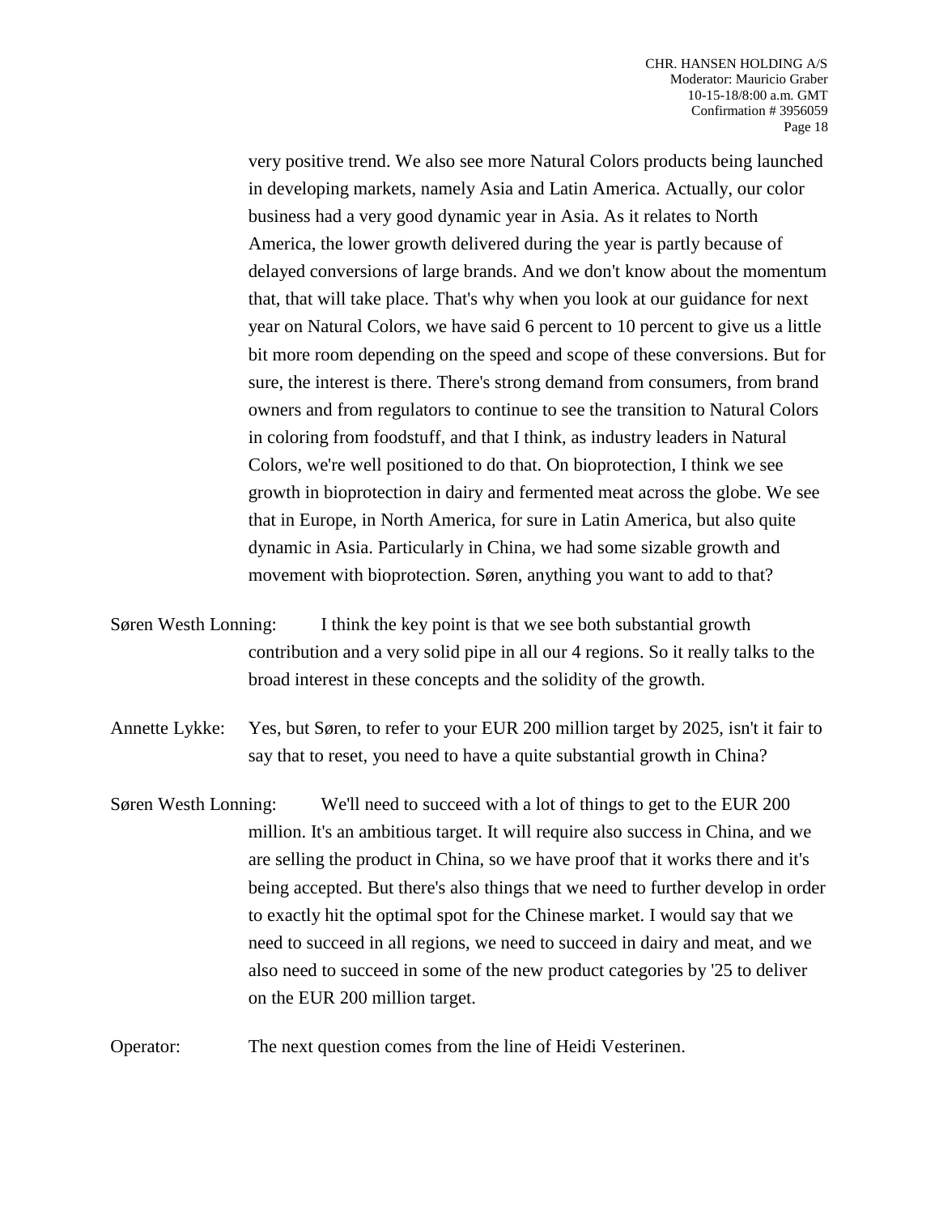very positive trend. We also see more Natural Colors products being launched in developing markets, namely Asia and Latin America. Actually, our color business had a very good dynamic year in Asia. As it relates to North America, the lower growth delivered during the year is partly because of delayed conversions of large brands. And we don't know about the momentum that, that will take place. That's why when you look at our guidance for next year on Natural Colors, we have said 6 percent to 10 percent to give us a little bit more room depending on the speed and scope of these conversions. But for sure, the interest is there. There's strong demand from consumers, from brand owners and from regulators to continue to see the transition to Natural Colors in coloring from foodstuff, and that I think, as industry leaders in Natural Colors, we're well positioned to do that. On bioprotection, I think we see growth in bioprotection in dairy and fermented meat across the globe. We see that in Europe, in North America, for sure in Latin America, but also quite dynamic in Asia. Particularly in China, we had some sizable growth and movement with bioprotection. Søren, anything you want to add to that?

Søren Westh Lonning: I think the key point is that we see both substantial growth contribution and a very solid pipe in all our 4 regions. So it really talks to the broad interest in these concepts and the solidity of the growth.

Annette Lykke: Yes, but Søren, to refer to your EUR 200 million target by 2025, isn't it fair to say that to reset, you need to have a quite substantial growth in China?

Søren Westh Lonning: We'll need to succeed with a lot of things to get to the EUR 200 million. It's an ambitious target. It will require also success in China, and we are selling the product in China, so we have proof that it works there and it's being accepted. But there's also things that we need to further develop in order to exactly hit the optimal spot for the Chinese market. I would say that we need to succeed in all regions, we need to succeed in dairy and meat, and we also need to succeed in some of the new product categories by '25 to deliver on the EUR 200 million target.

Operator: The next question comes from the line of Heidi Vesterinen.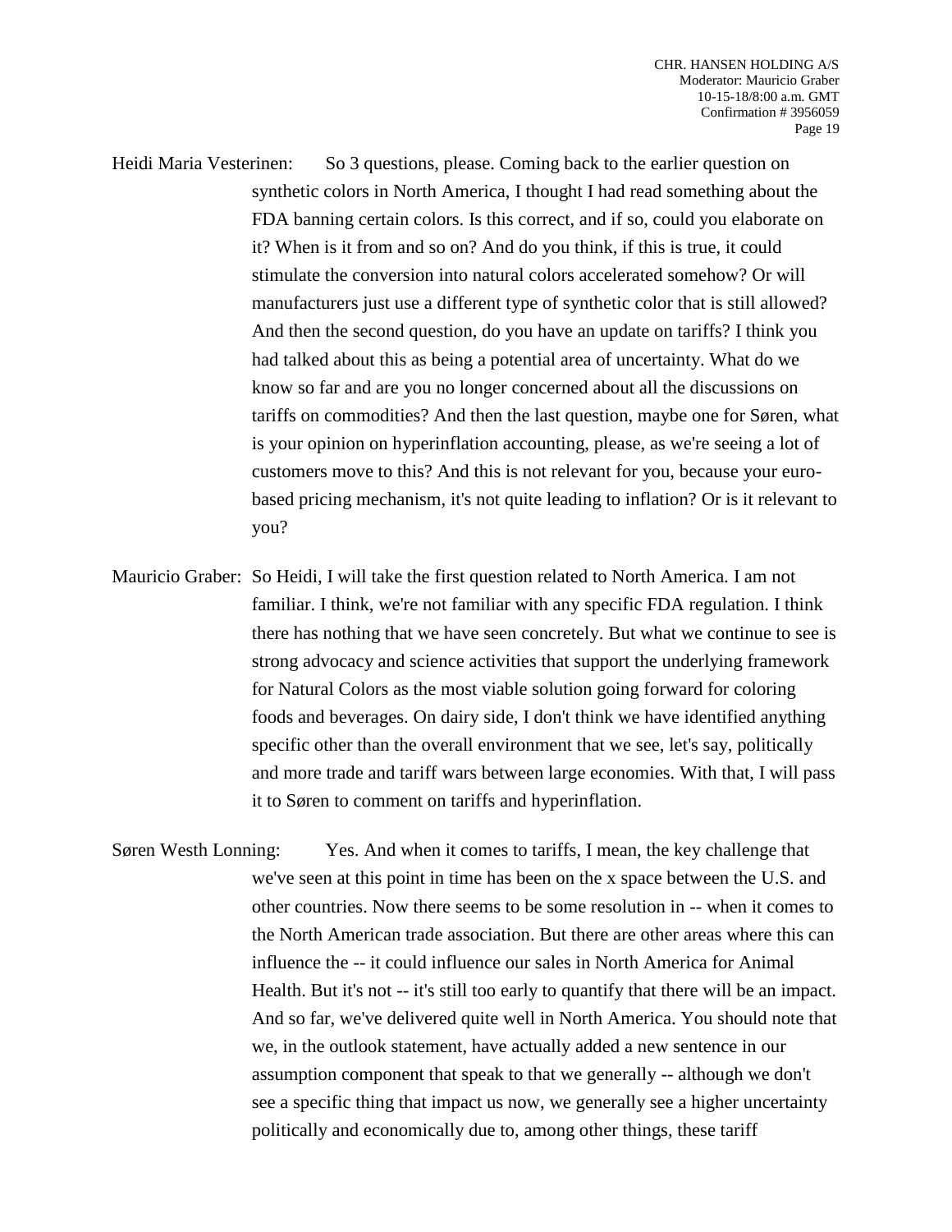Heidi Maria Vesterinen: So 3 questions, please. Coming back to the earlier question on synthetic colors in North America, I thought I had read something about the FDA banning certain colors. Is this correct, and if so, could you elaborate on it? When is it from and so on? And do you think, if this is true, it could stimulate the conversion into natural colors accelerated somehow? Or will manufacturers just use a different type of synthetic color that is still allowed? And then the second question, do you have an update on tariffs? I think you had talked about this as being a potential area of uncertainty. What do we know so far and are you no longer concerned about all the discussions on tariffs on commodities? And then the last question, maybe one for Søren, what is your opinion on hyperinflation accounting, please, as we're seeing a lot of customers move to this? And this is not relevant for you, because your euro-based pricing mechanism, it's not quite leading to inflation? Or is it relevant to you?

Mauricio Graber: So Heidi, I will take the first question related to North America. I am not familiar. I think, we're not familiar with any specific FDA regulation. I think there has nothing that we have seen concretely. But what we continue to see is strong advocacy and science activities that support the underlying framework for Natural Colors as the most viable solution going forward for coloring foods and beverages. On dairy side, I don't think we have identified anything specific other than the overall environment that we see, let's say, politically and more trade and tariff wars between large economies. With that, I will pass it to Søren to comment on tariffs and hyperinflation.

Søren Westh Lonning: Yes. And when it comes to tariffs, I mean, the key challenge that we've seen at this point in time has been on the x space between the U.S. and other countries. Now there seems to be some resolution in -- when it comes to the North American trade association. But there are other areas where this can influence the -- it could influence our sales in North America for Animal Health. But it's not -- it's still too early to quantify that there will be an impact. And so far, we've delivered quite well in North America. You should note that we, in the outlook statement, have actually added a new sentence in our assumption component that speak to that we generally -- although we don't see a specific thing that impact us now, we generally see a higher uncertainty politically and economically due to, among other things, these tariff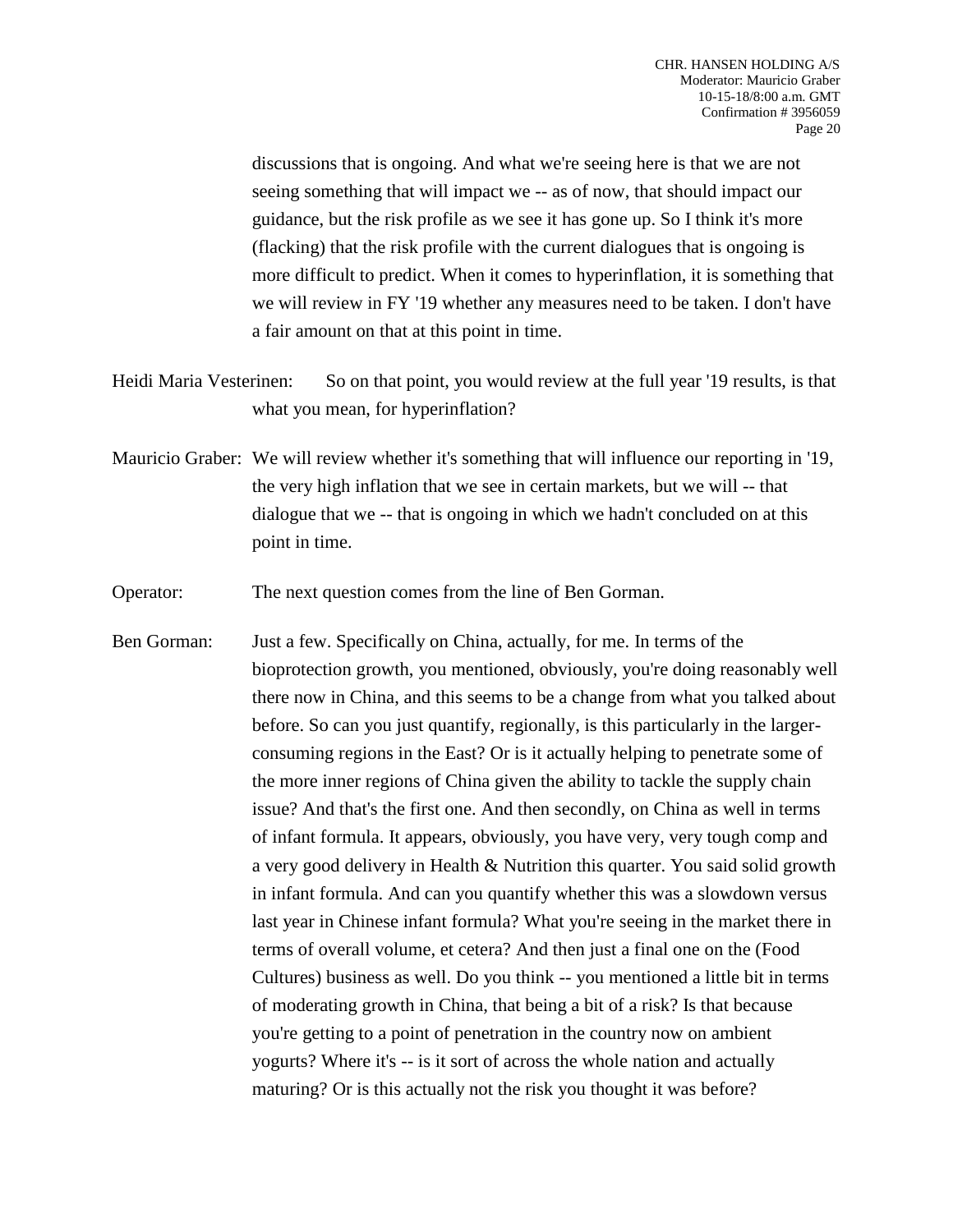discussions that is ongoing. And what we're seeing here is that we are not seeing something that will impact we -- as of now, that should impact our guidance, but the risk profile as we see it has gone up. So I think it's more (flacking) that the risk profile with the current dialogues that is ongoing is more difficult to predict. When it comes to hyperinflation, it is something that we will review in FY '19 whether any measures need to be taken. I don't have a fair amount on that at this point in time.

Heidi Maria Vesterinen: So on that point, you would review at the full year '19 results, is that what you mean, for hyperinflation?

Mauricio Graber: We will review whether it's something that will influence our reporting in '19, the very high inflation that we see in certain markets, but we will -- that dialogue that we -- that is ongoing in which we hadn't concluded on at this point in time.

Operator: The next question comes from the line of Ben Gorman.

Ben Gorman: Just a few. Specifically on China, actually, for me. In terms of the bioprotection growth, you mentioned, obviously, you're doing reasonably well there now in China, and this seems to be a change from what you talked about before. So can you just quantify, regionally, is this particularly in the larger-consuming regions in the East? Or is it actually helping to penetrate some of the more inner regions of China given the ability to tackle the supply chain issue? And that's the first one. And then secondly, on China as well in terms of infant formula. It appears, obviously, you have very, very tough comp and a very good delivery in Health & Nutrition this quarter. You said solid growth in infant formula. And can you quantify whether this was a slowdown versus last year in Chinese infant formula? What you're seeing in the market there in terms of overall volume, et cetera? And then just a final one on the (Food Cultures) business as well. Do you think -- you mentioned a little bit in terms of moderating growth in China, that being a bit of a risk? Is that because you're getting to a point of penetration in the country now on ambient yogurts? Where it's -- is it sort of across the whole nation and actually maturing? Or is this actually not the risk you thought it was before?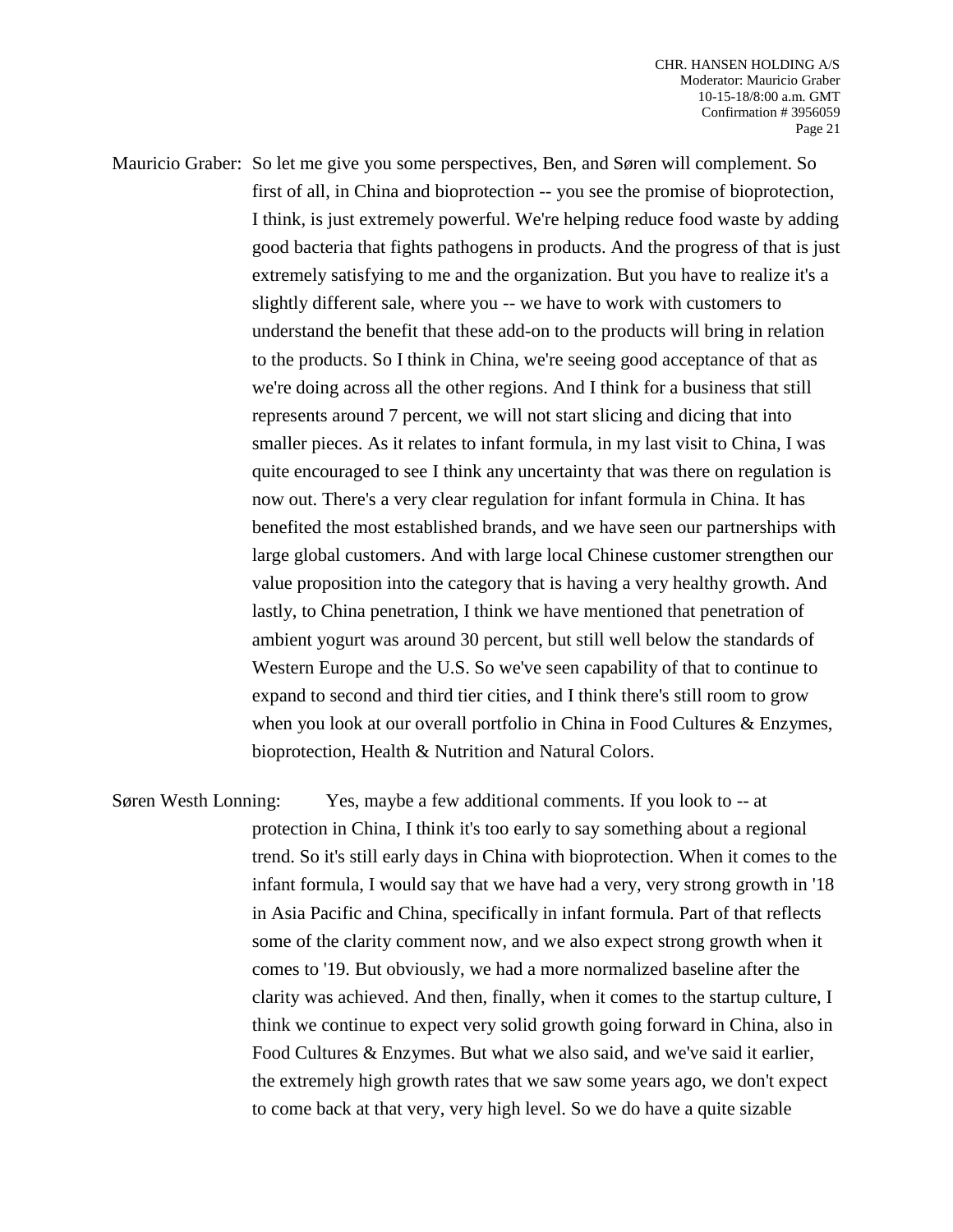Mauricio Graber: So let me give you some perspectives, Ben, and Søren will complement. So first of all, in China and bioprotection -- you see the promise of bioprotection, I think, is just extremely powerful. We're helping reduce food waste by adding good bacteria that fights pathogens in products. And the progress of that is just extremely satisfying to me and the organization. But you have to realize it's a slightly different sale, where you -- we have to work with customers to understand the benefit that these add-on to the products will bring in relation to the products. So I think in China, we're seeing good acceptance of that as we're doing across all the other regions. And I think for a business that still represents around 7 percent, we will not start slicing and dicing that into smaller pieces. As it relates to infant formula, in my last visit to China, I was quite encouraged to see I think any uncertainty that was there on regulation is now out. There's a very clear regulation for infant formula in China. It has benefited the most established brands, and we have seen our partnerships with large global customers. And with large local Chinese customer strengthen our value proposition into the category that is having a very healthy growth. And lastly, to China penetration, I think we have mentioned that penetration of ambient yogurt was around 30 percent, but still well below the standards of Western Europe and the U.S. So we've seen capability of that to continue to expand to second and third tier cities, and I think there's still room to grow when you look at our overall portfolio in China in Food Cultures & Enzymes, bioprotection, Health & Nutrition and Natural Colors.

Søren Westh Lonning: Yes, maybe a few additional comments. If you look to -- at protection in China, I think it's too early to say something about a regional trend. So it's still early days in China with bioprotection. When it comes to the infant formula, I would say that we have had a very, very strong growth in '18 in Asia Pacific and China, specifically in infant formula. Part of that reflects some of the clarity comment now, and we also expect strong growth when it comes to '19. But obviously, we had a more normalized baseline after the clarity was achieved. And then, finally, when it comes to the startup culture, I think we continue to expect very solid growth going forward in China, also in Food Cultures & Enzymes. But what we also said, and we've said it earlier, the extremely high growth rates that we saw some years ago, we don't expect to come back at that very, very high level. So we do have a quite sizable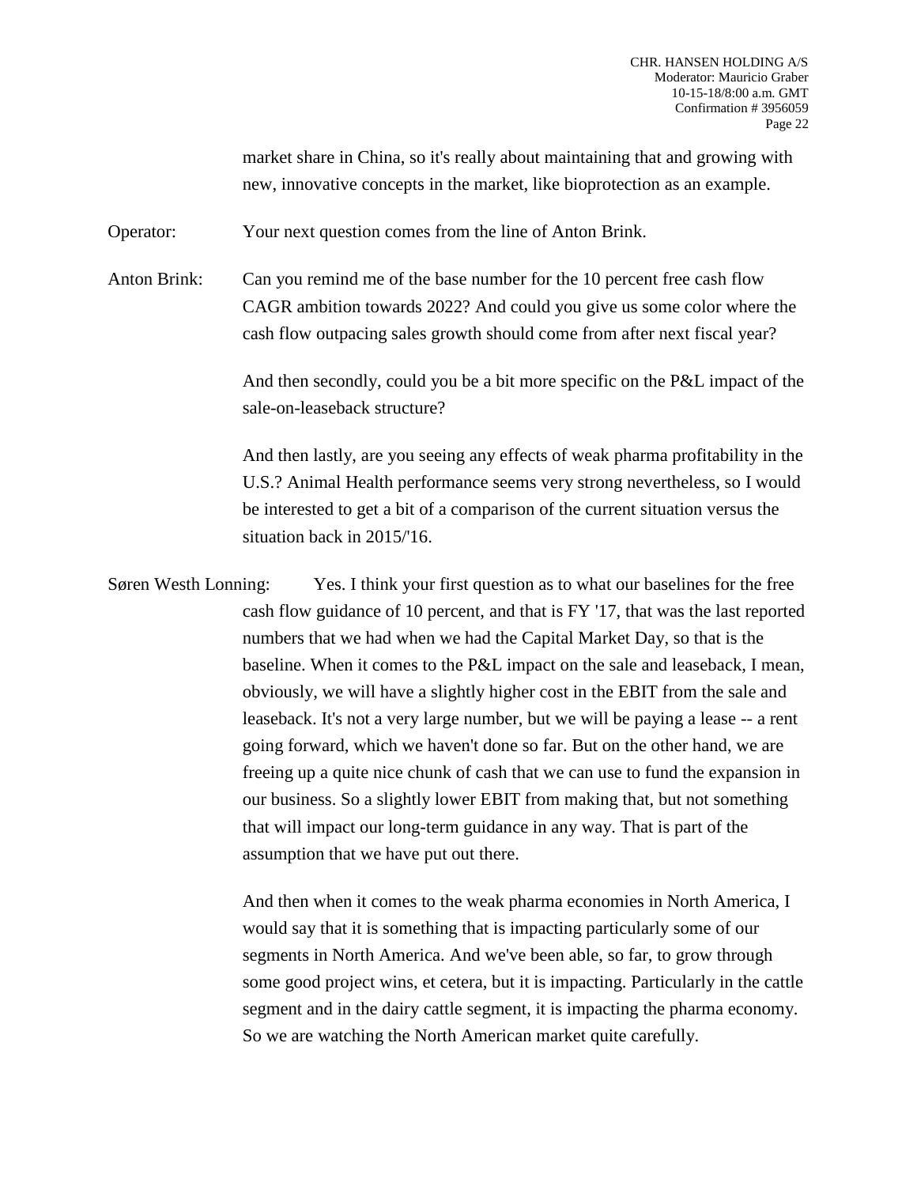market share in China, so it's really about maintaining that and growing with new, innovative concepts in the market, like bioprotection as an example.

Operator: Your next question comes from the line of Anton Brink.

Anton Brink: Can you remind me of the base number for the 10 percent free cash flow CAGR ambition towards 2022? And could you give us some color where the cash flow outpacing sales growth should come from after next fiscal year?

And then secondly, could you be a bit more specific on the P&L impact of the sale-on-leaseback structure?

And then lastly, are you seeing any effects of weak pharma profitability in the U.S.? Animal Health performance seems very strong nevertheless, so I would be interested to get a bit of a comparison of the current situation versus the situation back in 2015/'16.

Søren Westh Lonning: Yes. I think your first question as to what our baselines for the free cash flow guidance of 10 percent, and that is FY '17, that was the last reported numbers that we had when we had the Capital Market Day, so that is the baseline. When it comes to the P&L impact on the sale and leaseback, I mean, obviously, we will have a slightly higher cost in the EBIT from the sale and leaseback. It's not a very large number, but we will be paying a lease -- a rent going forward, which we haven't done so far. But on the other hand, we are freeing up a quite nice chunk of cash that we can use to fund the expansion in our business. So a slightly lower EBIT from making that, but not something that will impact our long-term guidance in any way. That is part of the assumption that we have put out there.

And then when it comes to the weak pharma economies in North America, I would say that it is something that is impacting particularly some of our segments in North America. And we've been able, so far, to grow through some good project wins, et cetera, but it is impacting. Particularly in the cattle segment and in the dairy cattle segment, it is impacting the pharma economy. So we are watching the North American market quite carefully.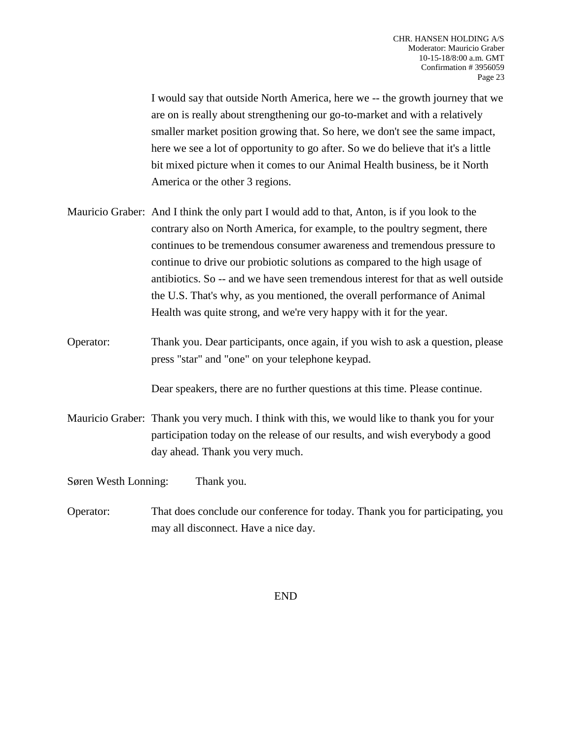I would say that outside North America, here we -- the growth journey that we are on is really about strengthening our go-to-market and with a relatively smaller market position growing that. So here, we don't see the same impact, here we see a lot of opportunity to go after. So we do believe that it's a little bit mixed picture when it comes to our Animal Health business, be it North America or the other 3 regions.

Mauricio Graber: And I think the only part I would add to that, Anton, is if you look to the contrary also on North America, for example, to the poultry segment, there continues to be tremendous consumer awareness and tremendous pressure to continue to drive our probiotic solutions as compared to the high usage of antibiotics. So -- and we have seen tremendous interest for that as well outside the U.S. That's why, as you mentioned, the overall performance of Animal Health was quite strong, and we're very happy with it for the year.

Operator: Thank you. Dear participants, once again, if you wish to ask a question, please press "star" and "one" on your telephone keypad.

Dear speakers, there are no further questions at this time. Please continue.

Mauricio Graber: Thank you very much. I think with this, we would like to thank you for your participation today on the release of our results, and wish everybody a good day ahead. Thank you very much.

Søren Westh Lonning: Thank you.

Operator: That does conclude our conference for today. Thank you for participating, you may all disconnect. Have a nice day.

END